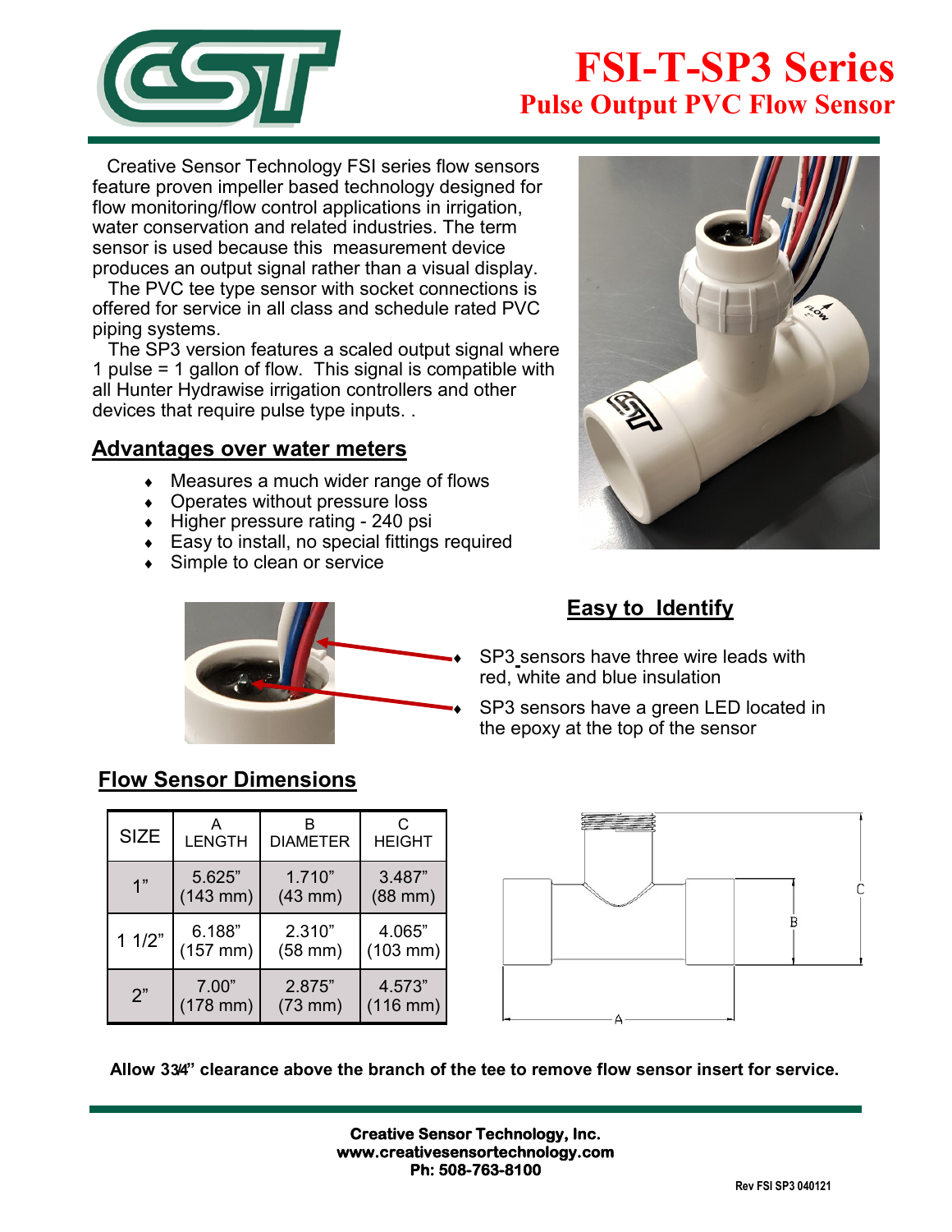# FSI-T-SP3 Series

## Pulse Output PVC Flow Sensor

Creative Sensor Technology FSI series flow sensors feature proven impeller based technology designed for flow monitoring/flow control applications in irrigation, water conservation and related industries. The term sensor is used because this measurement device produces an output signal rather than a visual display.

The PVC tee type sensor with socket connections is offered for service in all class and schedule rated PVC piping systems.

The SP3 version features a scaled output signal where 1 pulse = 1 gallon of flow. This signal is compatible with all Hunter Hydrawise irrigation controllers and other devices that require pulse type inputs. .

## Advantages over water meters

- Measures a much wider range of flows
- Operates without pressure loss
- Higher pressure rating - 240 psi
- Easy to install, no special fittings required
- Simple to clean or service

## Easy to Identify

- SP3 sensors have three wire leads with red, white and blue insulation
- SP3 sensors have a green LED located in the epoxy at the top of the sensor

## Flow Sensor Dimensions

| SIZE | A LENGTH | B DIAMETER | C HEIGHT |
|---|---|---|---|
| 1" | 5.625" (143 mm) | 1.710" (43 mm) | 3.487" (88 mm) |
| 1 1/2" | 6.188" (157 mm) | 2.310" (58 mm) | 4.065" (103 mm) |
| 2" | 7.00" (178 mm) | 2.875" (73 mm) | 4.573" (116 mm) |

**Allow 3¾" clearance above the branch of the tee to remove flow sensor insert for service.**

**Creative Sensor Technology, Inc.**
**www.creativesensortechnology.com**
**Ph: 508-763-8100**

Rev FSI SP3 040121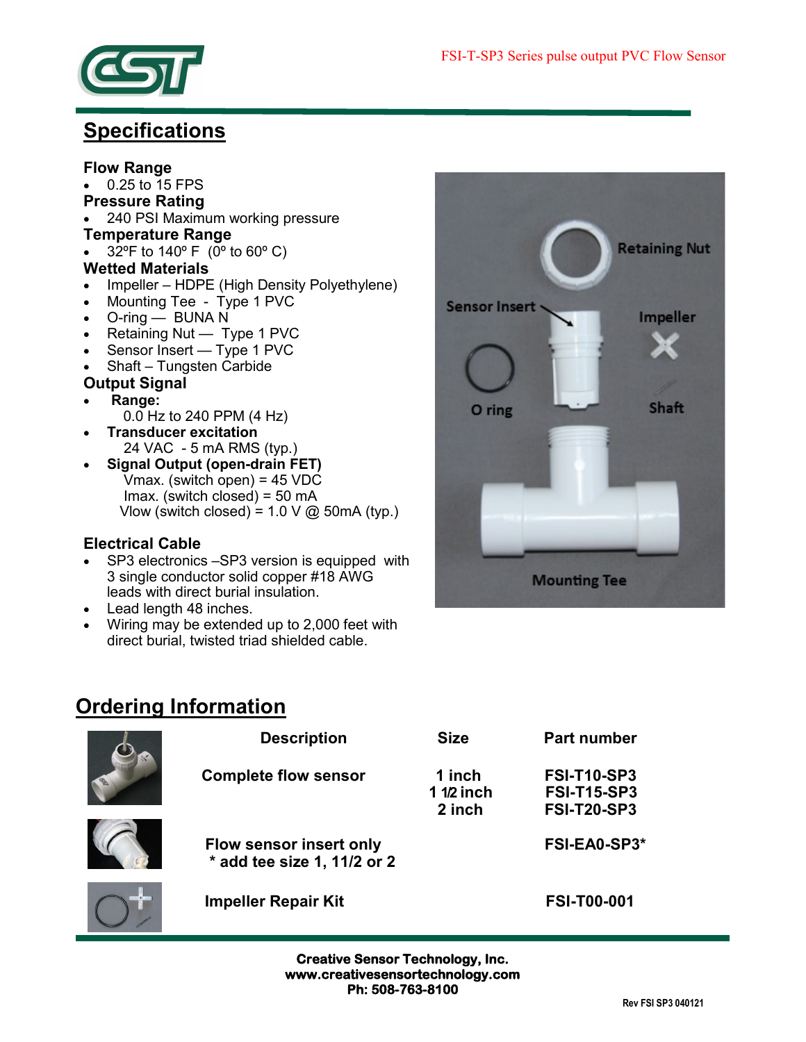## Specifications

### Flow Range

- 0.25 to 15 FPS

### Pressure Rating

- 240 PSI Maximum working pressure

### Temperature Range

- 32ºF to 140º F (0º to 60º C)

### Wetted Materials

- Impeller – HDPE (High Density Polyethylene)
- Mounting Tee - Type 1 PVC
- O-ring — BUNA N
- Retaining Nut — Type 1 PVC
- Sensor Insert — Type 1 PVC
- Shaft – Tungsten Carbide

### Output Signal

- **Range:**
  0.0 Hz to 240 PPM (4 Hz)
- **Transducer excitation**
  24 VAC - 5 mA RMS (typ.)
- **Signal Output (open-drain FET)**
  Vmax. (switch open) = 45 VDC
  Imax. (switch closed) = 50 mA
  Vlow (switch closed) = 1.0 V @ 50mA (typ.)

### Electrical Cable

- SP3 electronics –SP3 version is equipped with 3 single conductor solid copper #18 AWG leads with direct burial insulation.
- Lead length 48 inches.
- Wiring may be extended up to 2,000 feet with direct burial, twisted triad shielded cable.

Retaining Nut
Sensor Insert
Impeller
O ring
Shaft
Mounting Tee

## Ordering Information

| Description | Size | Part number |
|---|---|---|
| **Complete flow sensor** | **1 inch**<br>**1 1/2 inch**<br>**2 inch** | **FSI-T10-SP3**<br>**FSI-T15-SP3**<br>**FSI-T20-SP3** |
| **Flow sensor insert only**<br>**\* add tee size 1, 11/2 or 2** | | **FSI-EA0-SP3\*** |
| **Impeller Repair Kit** | | **FSI-T00-001** |

**Creative Sensor Technology, Inc.**
**www.creativesensortechnology.com**
**Ph: 508-763-8100**

Rev FSI SP3 040121